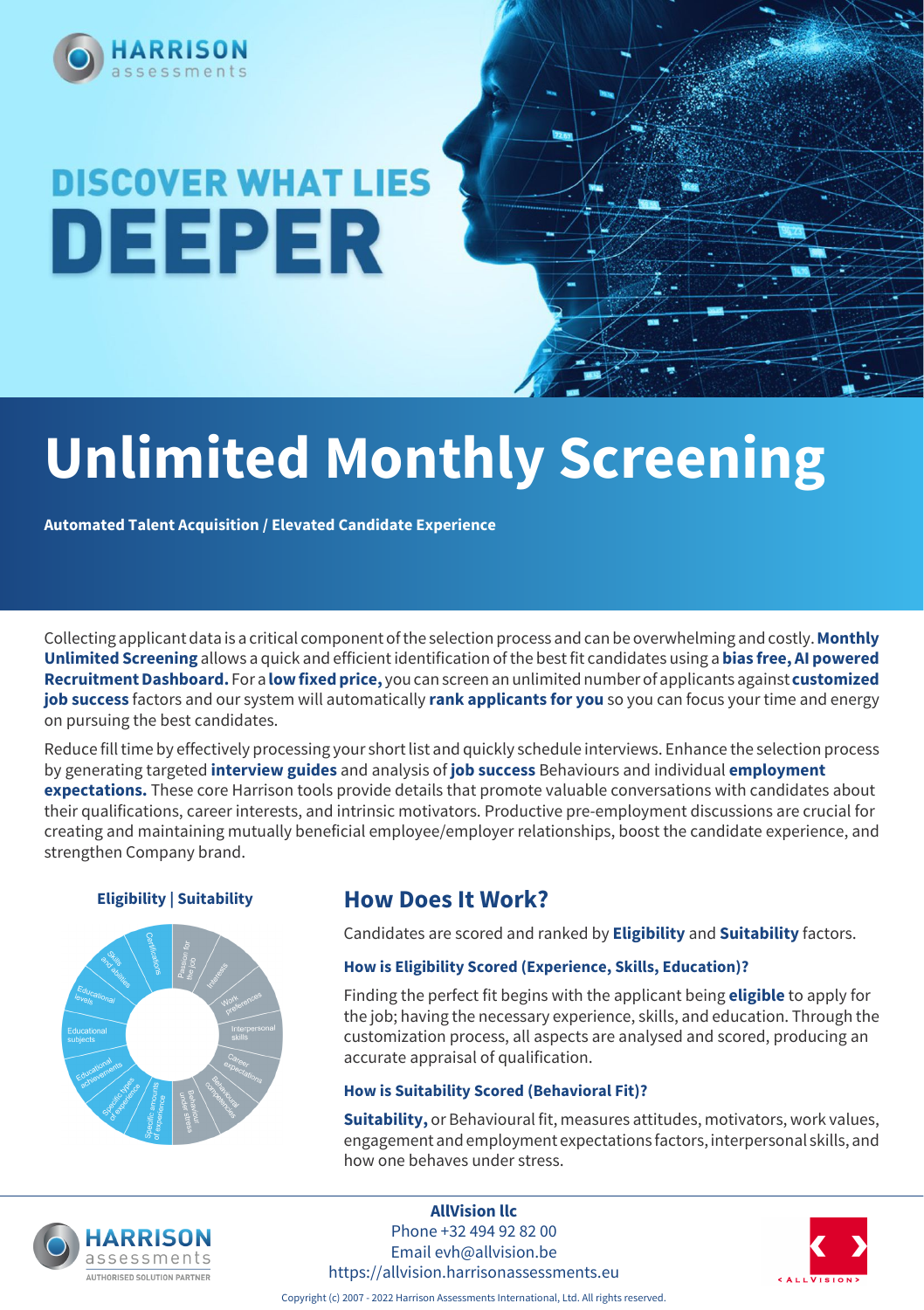HARRISON assessments

# DISCOVER WHAT LIES DEEPER

# Unlimited Monthly Screening

**Automated Talent Acquisition / Elevated Candidate Experience**

Collecting applicant data is a critical component of the selection process and can be overwhelming and costly. **Monthly Unlimited Screening** allows a quick and efficient identification of the best fit candidates using a **bias free, AI powered Recruitment Dashboard.** For a **low fixed price,** you can screen an unlimited number of applicants against **customized job success** factors and our system will automatically **rank applicants for you** so you can focus your time and energy on pursuing the best candidates.

Reduce fill time by effectively processing your short list and quickly schedule interviews. Enhance the selection process by generating targeted **interview guides** and analysis of **job success** Behaviours and individual **employment expectations.** These core Harrison tools provide details that promote valuable conversations with candidates about their qualifications, career interests, and intrinsic motivators. Productive pre-employment discussions are crucial for creating and maintaining mutually beneficial employee/employer relationships, boost the candidate experience, and strengthen Company brand.

**Eligibility | Suitability**

Certifications, Skills and abilities, Educational levels, Educational subjects, Educational achievements, Specific types of experience, Specific amounts of experience, Behaviour under stress, Behavioural competencies, Career expectations, Interpersonal skills, Work preferences, Interests, Passion for the job

## How Does It Work?

Candidates are scored and ranked by **Eligibility** and **Suitability** factors.

### How is Eligibility Scored (Experience, Skills, Education)?

Finding the perfect fit begins with the applicant being **eligible** to apply for the job; having the necessary experience, skills, and education. Through the customization process, all aspects are analysed and scored, producing an accurate appraisal of qualification.

### How is Suitability Scored (Behavioral Fit)?

**Suitability,** or Behavioural fit, measures attitudes, motivators, work values, engagement and employment expectations factors, interpersonal skills, and how one behaves under stress.

HARRISON assessments
AUTHORISED SOLUTION PARTNER

**AllVision llc**
Phone +32 494 92 82 00
Email evh@allvision.be
https://allvision.harrisonassessments.eu

ALLVISION

Copyright (c) 2007 - 2022 Harrison Assessments International, Ltd. All rights reserved.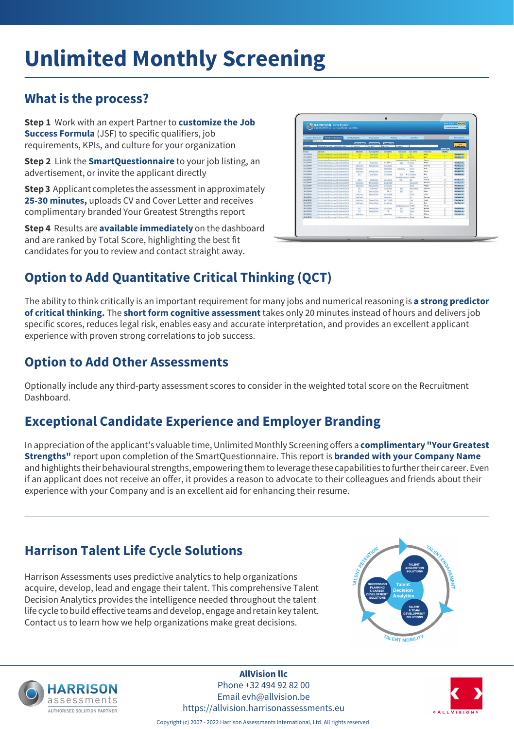# Unlimited Monthly Screening

## What is the process?

**Step 1** Work with an expert Partner to **customize the Job Success Formula** (JSF) to specific qualifiers, job requirements, KPIs, and culture for your organization

**Step 2** Link the **SmartQuestionnaire** to your job listing, an advertisement, or invite the applicant directly

**Step 3** Applicant completes the assessment in approximately **25-30 minutes,** uploads CV and Cover Letter and receives complimentary branded Your Greatest Strengths report

**Step 4** Results are **available immediately** on the dashboard and are ranked by Total Score, highlighting the best fit candidates for you to review and contact straight away.

## Option to Add Quantitative Critical Thinking (QCT)

The ability to think critically is an important requirement for many jobs and numerical reasoning is **a strong predictor of critical thinking.** The **short form cognitive assessment** takes only 20 minutes instead of hours and delivers job specific scores, reduces legal risk, enables easy and accurate interpretation, and provides an excellent applicant experience with proven strong correlations to job success.

## Option to Add Other Assessments

Optionally include any third-party assessment scores to consider in the weighted total score on the Recruitment Dashboard.

## Exceptional Candidate Experience and Employer Branding

In appreciation of the applicant's valuable time, Unlimited Monthly Screening offers a **complimentary "Your Greatest Strengths"** report upon completion of the SmartQuestionnaire. This report is **branded with your Company Name** and highlights their behavioural strengths, empowering them to leverage these capabilities to further their career. Even if an applicant does not receive an offer, it provides a reason to advocate to their colleagues and friends about their experience with your Company and is an excellent aid for enhancing their resume.

---

## Harrison Talent Life Cycle Solutions

Harrison Assessments uses predictive analytics to help organizations acquire, develop, lead and engage their talent. This comprehensive Talent Decision Analytics provides the intelligence needed throughout the talent life cycle to build effective teams and develop, engage and retain key talent. Contact us to learn how we help organizations make great decisions.

TALENT RETENTION
TALENT ENGAGEMENT
TALENT MOBILITY
TALENT ACQUISITION SOLUTIONS
SUCCESSION PLANNING & CAREER DEVELOPMENT SOLUTIONS
Talent Decision Analytics
TALENT & TEAM DEVELOPMENT SOLUTIONS

HARRISON assessments
AUTHORISED SOLUTION PARTNER

**AllVision llc**
Phone +32 494 92 82 00
Email evh@allvision.be
https://allvision.harrisonassessments.eu

ALLVISION

Copyright (c) 2007 - 2022 Harrison Assessments International, Ltd. All rights reserved.